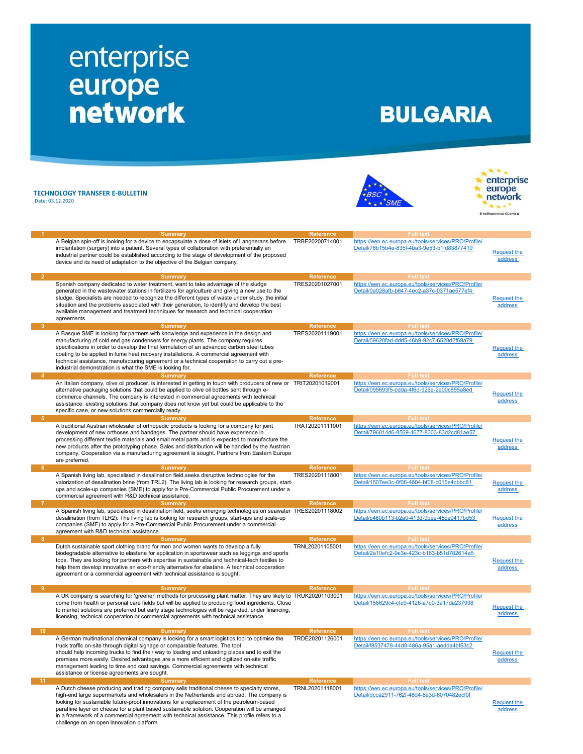# enterprise europe network

# BULGARIA

**TECHNOLOGY TRANSFER E-BULLETIN**
Date: 03.12.2020

| # | Summary | Reference | Full text | |
|---|---|---|---|---|
| 1 | A Belgian spin-off is looking for a device to encapsulate a dose of islets of Langherans before implantation (surgery) into a patient. Several types of collaboration with preferentially an industrial partner could be established according to the stage of development of the proposed device and its need of adaptation to the objective of the Belgian company. | TRBE20200714001 | https://een.ec.europa.eu/tools/services/PRO/Profile/Detail/76b15b4e-835f-4ba3-9e53-b1fd83877419 | Request the address |
| 2 | Spanish company dedicated to water treatment, want to take advantage of the sludge generated in the wastewater stations in fertilizers for agriculture and giving a new use to the sludge. Specialists are needed to recognize the different types of waste under study, the initial situation and the problems associated with their generation, to identify and develop the best available management and treatment techniques for research and technical cooperation agreements | TRES20201027001 | https://een.ec.europa.eu/tools/services/PRO/Profile/Detail/0a028afb-b647-4ec2-a37c-0371ae577ef4 | Request the address |
| 3 | A Basque SME is looking for partners with knowledge and experience in the design and manufacturing of cold end gas condensers for energy plants. The company requires specifications in order to develop the final formulation of an advanced carbon steel tubes coating to be applied in fume heat recovery installations. A commercial agreement with technical assistance, manufacturing agreement or a technical cooperation to carry out a pre-industrial demonstration is what the SME is looking for. | TRES20201119001 | https://een.ec.europa.eu/tools/services/PRO/Profile/Detail/59628fad-ddd5-46b9-92c7-6528d2f69a79 | Request the address |
| 4 | An Italian company, olive oil producer, is interested in getting in touch with producers of new or alternative packaging solutions that could be applied to olive oil bottles sent through e-commerce channels. The company is interested in commercial agreements with technical assistance: existing solutions that company does not know yet but could be applicable to the specific case, or new solutions commercially ready. | TRIT20201019001 | https://een.ec.europa.eu/tools/services/PRO/Profile/Detail/095693f5-cdda-4f6d-926e-2e00c855a8ed | Request the address |
| 5 | A traditional Austrian wholesaler of orthopedic products is looking for a company for joint development of new orthoses and bandages. The partner should have experience in processing different textile materials and small metal parts and is expected to manufacture the new products after the prototyping phase. Sales and distribution will be handled by the Austrian company. Cooperation via a manufacturing agreement is sought. Partners from Eastern Europe are preferred. | TRAT20201111001 | https://een.ec.europa.eu/tools/services/PRO/Profile/Detail/796814d6-8569-4677-8303-83d2cd81ae57 | Request the address |
| 6 | A Spanish living lab, specialised in desalination field,seeks disruptive technologies for the valorization of desalination brine (from TRL2). The living lab is looking for research groups, start-ups and scale-up companies (SME) to apply for a Pre-Commercial Public Procurement under a commercial agreement with R&D technical assistance. | TRES20201118001 | https://een.ec.europa.eu/tools/services/PRO/Profile/Detail/1507ee3c-0f06-4604-bf08-c015e4cbbc81 | Request the address |
| 7 | A Spanish living lab, specialised in desalination field, seeks emerging technologies on seawater desalination (from TLR2). The living lab is looking for research groups, start-ups and scale-up companies (SME) to apply for a Pre-Commercial Public Procurement under a commercial agreement with R&D technical assistance. | TRES20201118002 | https://een.ec.europa.eu/tools/services/PRO/Profile/Detail/c460b113-b2a0-413d-9bee-45ce0417bd53 | Request the address |
| 8 | Dutch sustainable sport clothing brand for men and women wants to develop a fully biodegradable alternative to elastane for application in sportswear such as leggings and sports tops. They are looking for partners with expertise in sustainable and technical-tech textiles to help them develop innovative an eco-friendly alternative for elastane. A technical cooperation agreement or a commercial agreement with technical assistance is sought. | TRNL20201105001 | https://een.ec.europa.eu/tools/services/PRO/Profile/Detail/2a10efc2-9e3e-423c-b163-b51d782614a5 | Request the address |
| 9 | A UK company is searching for 'greener' methods for processing plant matter. They are likely to come from health or personal care fields but will be applied to producing food ingredients. Close to market solutions are preferred but early stage technologies will be regarded, under financing, licensing, technical cooperation or commercial agreements with technical assistance. | TRUK20201103001 | https://een.ec.europa.eu/tools/services/PRO/Profile/Detail/158629c4-cfe9-4126-a7c0-3a17da237938 | Request the address |
| 10 | A German multinational chemical company is looking for a smart logistics tool to optimise the truck traffic on-site through digital signage or comparable features. The tool should help incoming trucks to find their way to loading and unloading places and to exit the premises more easily. Desired advantages are a more efficient and digitized on-site traffic management leading to time and cost savings. Commercial agreements with technical assistance or license agreements are sought. | TRDE20201126001 | https://een.ec.europa.eu/tools/services/PRO/Profile/Detail/f8537478-44d8-486a-95a1-aedda4bf63c2 | Request the address |
| 11 | A Dutch cheese producing and trading company sells traditional cheese to specialty stores, high-end large supermarkets and wholesalers in the Netherlands and abroad. The company is looking for sustainable future-proof innovations for a replacement of the petroleum-based paraffine layer on cheese for a plant based sustainable solution. Cooperation will be arranged in a framework of a commercial agreement with technical assistance. This profile refers to a challenge on an open innovation platform. | TRNL20201118001 | https://een.ec.europa.eu/tools/services/PRO/Profile/Detail/dcca2911-762f-48d4-8e3d-6070482ecf0f | Request the address |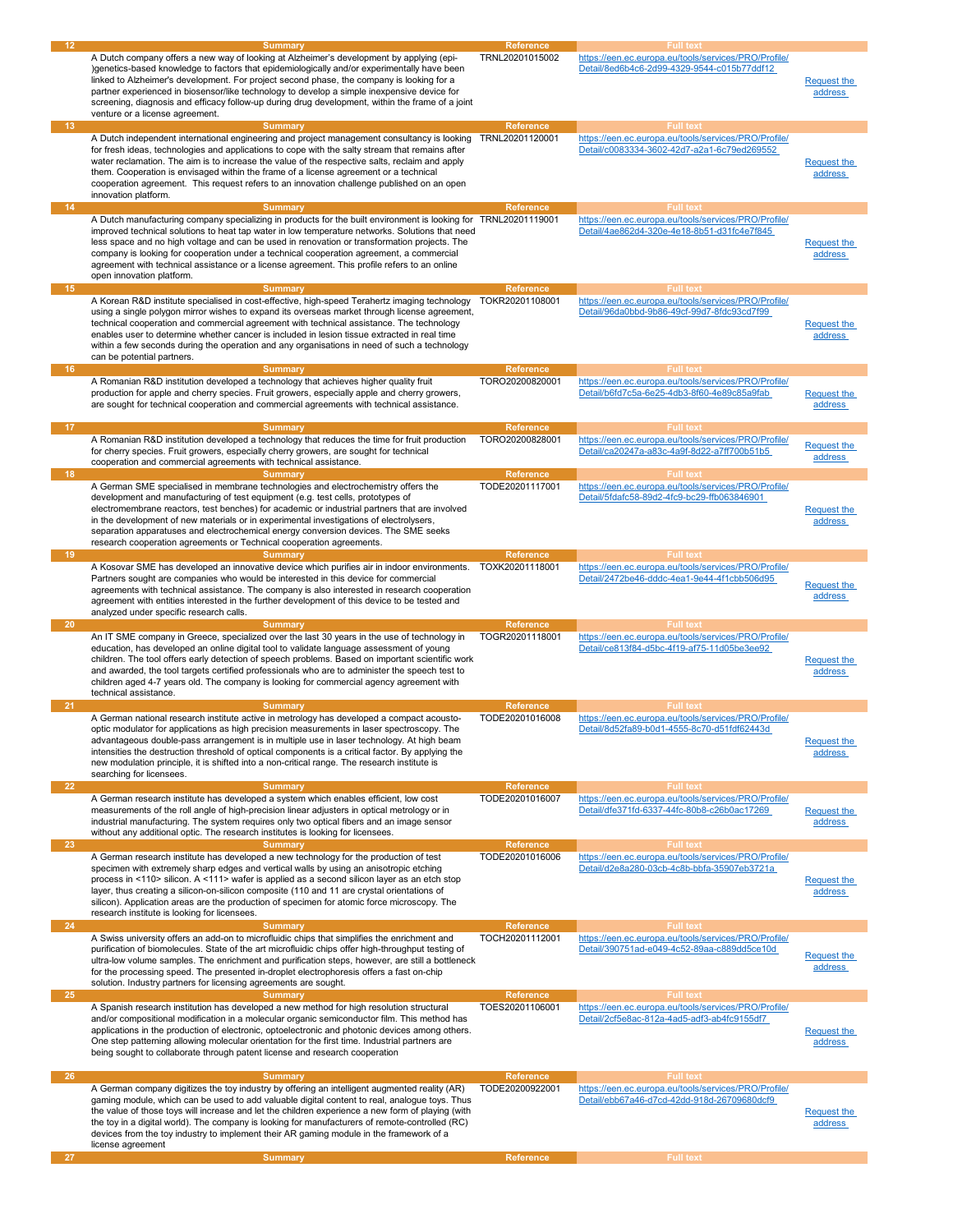| 12 | Summary | Reference | Full text | |
|---|---|---|---|---|
| | A Dutch company offers a new way of looking at Alzheimer's development by applying (epi-)genetics-based knowledge to factors that epidemiologically and/or experimentally have been linked to Alzheimer's development. For project second phase, the company is looking for a partner experienced in biosensor/like technology to develop a simple inexpensive device for screening, diagnosis and efficacy follow-up during drug development, within the frame of a joint venture or a license agreement. | TRNL20201015002 | https://een.ec.europa.eu/tools/services/PRO/Profile/Detail/8ed6b4c6-2d99-4329-9544-c015b77ddf12 | Request the address |
| **13** | **Summary** | **Reference** | **Full text** | |
| | A Dutch independent international engineering and project management consultancy is looking for fresh ideas, technologies and applications to cope with the salty stream that remains after water reclamation. The aim is to increase the value of the respective salts, reclaim and apply them. Cooperation is envisaged within the frame of a license agreement or a technical cooperation agreement. This request refers to an innovation challenge published on an open innovation platform. | TRNL20201120001 | https://een.ec.europa.eu/tools/services/PRO/Profile/Detail/c0083334-3602-42d7-a2a1-6c79ed269552 | Request the address |
| **14** | **Summary** | **Reference** | **Full text** | |
| | A Dutch manufacturing company specializing in products for the built environment is looking for improved technical solutions to heat tap water in low temperature networks. Solutions that need less space and no high voltage and can be used in renovation or transformation projects. The company is looking for cooperation under a technical cooperation agreement, a commercial agreement with technical assistance or a license agreement. This profile refers to an online open innovation platform. | TRNL20201119001 | https://een.ec.europa.eu/tools/services/PRO/Profile/Detail/4ae862d4-320e-4e18-8b51-d31fc4e7f845 | Request the address |
| **15** | **Summary** | **Reference** | **Full text** | |
| | A Korean R&D institute specialised in cost-effective, high-speed Terahertz imaging technology using a single polygon mirror wishes to expand its overseas market through license agreement, technical cooperation and commercial agreement with technical assistance. The technology enables user to determine whether cancer is included in lesion tissue extracted in real time within a few seconds during the operation and any organisations in need of such a technology can be potential partners. | TOKR20201108001 | https://een.ec.europa.eu/tools/services/PRO/Profile/Detail/96da0bbd-9b86-49cf-99d7-8fdc93cd7f99 | Request the address |
| **16** | **Summary** | **Reference** | **Full text** | |
| | A Romanian R&D institution developed a technology that achieves higher quality fruit production for apple and cherry species. Fruit growers, especially apple and cherry growers, are sought for technical cooperation and commercial agreements with technical assistance. | TORO20200820001 | https://een.ec.europa.eu/tools/services/PRO/Profile/Detail/b6fd7c5a-6e25-4db3-8f60-4e89c85a9fab | Request the address |
| **17** | **Summary** | **Reference** | **Full text** | |
| | A Romanian R&D institution developed a technology that reduces the time for fruit production for cherry species. Fruit growers, especially cherry growers, are sought for technical cooperation and commercial agreements with technical assistance. | TORO20200828001 | https://een.ec.europa.eu/tools/services/PRO/Profile/Detail/ca20247a-a83c-4a9f-8d22-a7ff700b51b5 | Request the address |
| **18** | **Summary** | **Reference** | **Full text** | |
| | A German SME specialised in membrane technologies and electrochemistry offers the development and manufacturing of test equipment (e.g. test cells, prototypes of electromembrane reactors, test benches) for academic or industrial partners that are involved in the development of new materials or in experimental investigations of electrolysers, separation apparatuses and electrochemical energy conversion devices. The SME seeks research cooperation agreements or Technical cooperation agreements. | TODE20201117001 | https://een.ec.europa.eu/tools/services/PRO/Profile/Detail/5fdafc58-89d2-4fc9-bc29-ffb063846901 | Request the address |
| **19** | **Summary** | **Reference** | **Full text** | |
| | A Kosovar SME has developed an innovative device which purifies air in indoor environments. Partners sought are companies who would be interested in this device for commercial agreements with technical assistance. The company is also interested in research cooperation agreement with entities interested in the further development of this device to be tested and analyzed under specific research calls. | TOXK20201118001 | https://een.ec.europa.eu/tools/services/PRO/Profile/Detail/2472be46-dddc-4ea1-9e44-4f1cbb506d95 | Request the address |
| **20** | **Summary** | **Reference** | **Full text** | |
| | An IT SME company in Greece, specialized over the last 30 years in the use of technology in education, has developed an online digital tool to validate language assessment of young children. The tool offers early detection of speech problems. Based on important scientific work and awarded, the tool targets certified professionals who are to administer the speech test to children aged 4-7 years old. The company is looking for commercial agency agreement with technical assistance. | TOGR20201118001 | https://een.ec.europa.eu/tools/services/PRO/Profile/Detail/ce813f84-d5bc-4f19-af75-11d05be3ee92 | Request the address |
| **21** | **Summary** | **Reference** | **Full text** | |
| | A German national research institute active in metrology has developed a compact acousto-optic modulator for applications as high precision measurements in laser spectroscopy. The advantageous double-pass arrangement is in multiple use in laser technology. At high beam intensities the destruction threshold of optical components is a critical factor. By applying the new modulation principle, it is shifted into a non-critical range. The research institute is searching for licensees. | TODE20201016008 | https://een.ec.europa.eu/tools/services/PRO/Profile/Detail/8d52fa89-b0d1-4555-8c70-d51fdf62443d | Request the address |
| **22** | **Summary** | **Reference** | **Full text** | |
| | A German research institute has developed a system which enables efficient, low cost measurements of the roll angle of high-precision linear adjusters in optical metrology or in industrial manufacturing. The system requires only two optical fibers and an image sensor without any additional optic. The research institutes is looking for licensees. | TODE20201016007 | https://een.ec.europa.eu/tools/services/PRO/Profile/Detail/dfe371fd-6337-44fc-80b8-c26b0ac17269 | Request the address |
| **23** | **Summary** | **Reference** | **Full text** | |
| | A German research institute has developed a new technology for the production of test specimen with extremely sharp edges and vertical walls by using an anisotropic etching process in <110> silicon. A <111> wafer is applied as a second silicon layer as an etch stop layer, thus creating a silicon-on-silicon composite (110 and 11 are crystal orientations of silicon). Application areas are the production of specimen for atomic force microscopy. The research institute is looking for licensees. | TODE20201016006 | https://een.ec.europa.eu/tools/services/PRO/Profile/Detail/d2e8a280-03cb-4c8b-bbfa-35907eb3721a | Request the address |
| **24** | **Summary** | **Reference** | **Full text** | |
| | A Swiss university offers an add-on to microfluidic chips that simplifies the enrichment and purification of biomolecules. State of the art microfluidic chips offer high-throughput testing of ultra-low volume samples. The enrichment and purification steps, however, are still a bottleneck for the processing speed. The presented in-droplet electrophoresis offers a fast on-chip solution. Industry partners for licensing agreements are sought. | TOCH20201112001 | https://een.ec.europa.eu/tools/services/PRO/Profile/Detail/390751ad-e049-4c52-89aa-c889dd5ce10d | Request the address |
| **25** | **Summary** | **Reference** | **Full text** | |
| | A Spanish research institution has developed a new method for high resolution structural and/or compositional modification in a molecular organic semiconductor film. This method has applications in the production of electronic, optoelectronic and photonic devices among others. One step patterning allowing molecular orientation for the first time. Industrial partners are being sought to collaborate through patent license and research cooperation | TOES20201106001 | https://een.ec.europa.eu/tools/services/PRO/Profile/Detail/2cf5e8ac-812a-4ad5-adf3-ab4fc9155df7 | Request the address |
| **26** | **Summary** | **Reference** | **Full text** | |
| | A German company digitizes the toy industry by offering an intelligent augmented reality (AR) gaming module, which can be used to add valuable digital content to real, analogue toys. Thus the value of those toys will increase and let the children experience a new form of playing (with the toy in a digital world). The company is looking for manufacturers of remote-controlled (RC) devices from the toy industry to implement their AR gaming module in the framework of a license agreement | TODE20200922001 | https://een.ec.europa.eu/tools/services/PRO/Profile/Detail/ebb67a46-d7cd-42dd-918d-26709680dcf9 | Request the address |
| **27** | **Summary** | **Reference** | **Full text** | |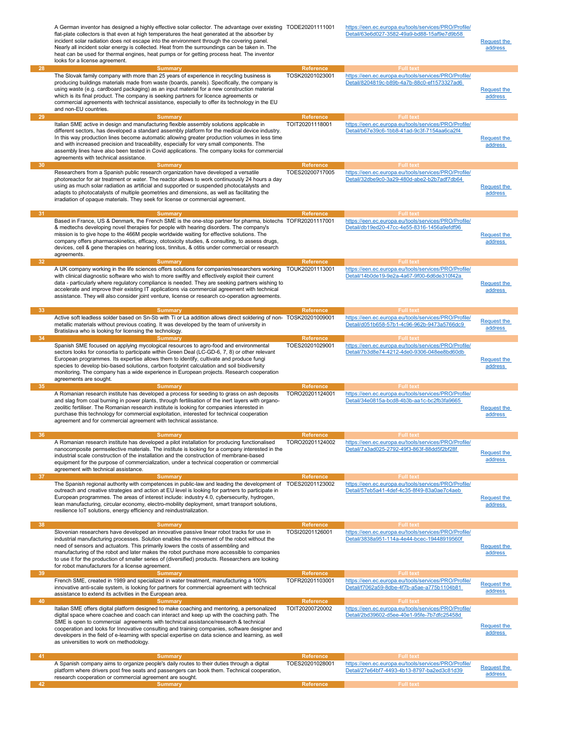| | | | | |
|---|---|---|---|---|
| | A German inventor has designed a highly effective solar collector. The advantage over existing flat-plate collectors is that even at high temperatures the heat generated at the absorber by incident solar radiation does not escape into the environment through the covering panel. Nearly all incident solar energy is collected. Heat from the surroundings can be taken in. The heat can be used for thermal engines, heat pumps or for getting process heat. The inventor looks for a license agreement. | TODE20201111001 | https://een.ec.europa.eu/tools/services/PRO/Profile/Detail/63e6d027-3582-49a9-bd88-15af9e7d9b58 | Request the address |
| 28 | **Summary** | **Reference** | **Full text** | |
| | The Slovak family company with more than 25 years of experience in recycling business is producing buildings materials made from waste (boards, panels). Specifically, the company is using waste (e.g. cardboard packaging) as an input material for a new construction material which is its final product. The company is seeking partners for licence agreements or commercial agreements with technical assistance, especially to offer its technology in the EU and non-EU countries. | TOSK20201023001 | https://een.ec.europa.eu/tools/services/PRO/Profile/Detail/8204819c-b89b-4a7b-88c0-ef1573327ad6 | Request the address |
| 29 | **Summary** | **Reference** | **Full text** | |
| | Italian SME active in design and manufacturing flexible assembly solutions applicable in different sectors, has developed a standard assembly platform for the medical device industry. In this way production lines become automatic allowing greater production volumes in less time and with increased precision and traceability, especially for very small components. The assembly lines have also been tested in Covid applications. The company looks for commercial agreements with technical assistance. | TOIT20201118001 | https://een.ec.europa.eu/tools/services/PRO/Profile/Detail/b67e39c6-1bb8-41ad-9c3f-7154aa6ca2f4 | Request the address |
| 30 | **Summary** | **Reference** | **Full text** | |
| | Researchers from a Spanish public research organization have developed a versatile photoreactor for air treatment or water. The reactor allows to work continuously 24 hours a day using as much solar radiation as artificial and supported or suspended photocatalysts and adapts to photocatalysts of multiple geometries and dimensions, as well as facilitating the irradiation of opaque materials. They seek for license or commercial agreement. | TOES20200717005 | https://een.ec.europa.eu/tools/services/PRO/Profile/Detail/32dbe9c0-3a29-480d-abe2-b2b7adf7db64 | Request the address |
| 31 | **Summary** | **Reference** | **Full text** | |
| | Based in France, US & Denmark, the French SME is the one-stop partner for pharma, biotechs & medtechs developing novel therapies for people with hearing disorders. The company's mission is to give hope to the 466M people worldwide waiting for effective solutions. The company offers pharmacokinetics, efficacy, ototoxicity studies, & consulting, to assess drugs, devices, cell & gene therapies on hearing loss, tinnitus, & otitis under commercial or research agreements. | TOFR20201117001 | https://een.ec.europa.eu/tools/services/PRO/Profile/Detail/db19ed20-47cc-4e55-8316-1456a9efdf96 | Request the address |
| 32 | **Summary** | **Reference** | **Full text** | |
| | A UK company working in the life sciences offers solutions for companies/researchers working with clinical diagnostic software who wish to more swiftly and effectively exploit their current data - particularly where regulatory compliance is needed. They are seeking partners wishing to accelerate and improve their existing IT applications via commercial agreement with technical assistance. They will also consider joint venture, license or research co-operation agreements. | TOUK20201113001 | https://een.ec.europa.eu/tools/services/PRO/Profile/Detail/14b0de19-9e2a-4a67-9f00-6d6de310f42a | Request the address |
| 33 | **Summary** | **Reference** | **Full text** | |
| | Active soft leadless solder based on Sn-Sb with Ti or La addition allows direct soldering of non-metallic materials without previous coating. It was developed by the team of university in Bratislava who is looking for licensing the technology. | TOSK20201009001 | https://een.ec.europa.eu/tools/services/PRO/Profile/Detail/d051b658-57b1-4c96-962b-9473a5766dc9 | Request the address |
| 34 | **Summary** | **Reference** | **Full text** | |
| | Spanish SME focused on applying mycological resources to agro-food and environmental sectors looks for consortia to participate within Green Deal (LC-GD-6, 7, 8) or other relevant European programmes. Its expertise allows them to identify, cultivate and produce fungi species to develop bio-based solutions, carbon footprint calculation and soil biodiversity monitoring. The company has a wide experience in European projects. Research cooperation agreements are sought. | TOES20201029001 | https://een.ec.europa.eu/tools/services/PRO/Profile/Detail/7b3d8e74-4212-4de0-9306-048ee8bd60db | Request the address |
| 35 | **Summary** | **Reference** | **Full text** | |
| | A Romanian research institute has developed a process for seeding to grass on ash deposits and slag from coal burning in power plants, through fertilisation of the inert layers with organo-zeolitic fertiliser. The Romanian research institute is looking for companies interested in purchase this technology for commercial exploitation, interested for technical cooperation agreement and for commercial agreement with technical assistance. | TORO20201124001 | https://een.ec.europa.eu/tools/services/PRO/Profile/Detail/34e0815a-bcd8-4b3b-aa1c-bc2fb3fa9665 | Request the address |
| 36 | **Summary** | **Reference** | **Full text** | |
| | A Romanian research institute has developed a pilot installation for producing functionalised nanocomposite permselective materials. The institute is looking for a company interested in the industrial scale construction of the installation and the construction of membrane-based equipment for the purpose of commercialization, under a technical cooperation or commercial agreement with technical assistance. | TORO20201124002 | https://een.ec.europa.eu/tools/services/PRO/Profile/Detail/7a3ad025-2792-49f3-863f-88dd5f2bf28f | Request the address |
| 37 | **Summary** | **Reference** | **Full text** | |
| | The Spanish regional authority with competences in public-law and leading the development of outreach and creative strategies and action at EU level is looking for partners to participate in European programmes. The areas of interest include: industry 4.0, cybersecurity, hydrogen, lean manufacturing, circular economy, electro-mobility deployment, smart transport solutions, resilience IoT solutions, energy efficiency and reindustrialization. | TOES20201123002 | https://een.ec.europa.eu/tools/services/PRO/Profile/Detail/57eb5a41-4def-4c35-8f49-83a0ae7c4aeb | Request the address |
| 38 | **Summary** | **Reference** | **Full text** | |
| | Slovenian researchers have developed an innovative passive linear robot tracks for use in industrial manufacturing processes. Solution enables the movement of the robot without the need of sensors and actuators. This primarily lowers the costs of assembling and manufacturing of the robot and later makes the robot purchase more accessible to companies to use it for the production of smaller series of (diversified) products. Researchers are looking for robot manufacturers for a license agreement. | TOSI20201126001 | https://een.ec.europa.eu/tools/services/PRO/Profile/Detail/3838a951-114a-4e44-bcec-19448919560f | Request the address |
| 39 | **Summary** | **Reference** | **Full text** | |
| | French SME, created in 1989 and specialized in water treatment, manufacturing a 100% innovative anti-scale system, is looking for partners for commercial agreement with technical assistance to extend its activities in the European area. | TOFR20201103001 | https://een.ec.europa.eu/tools/services/PRO/Profile/Detail/f7062a59-8dbe-4f7b-a5ae-a775b1104b81 | Request the address |
| 40 | **Summary** | **Reference** | **Full text** | |
| | Italian SME offers digital platform designed to make coaching and mentoring, a personalized digital space where coachee and coach can interact and keep up with the coaching path. The SME is open to commercial agreements with technical assistance/research & technical cooperation and looks for Innovative consulting and training companies, software designer and developers in the field of e-learning with special expertise on data science and learning, as well as universities to work on methodology. | TOIT20200720002 | https://een.ec.europa.eu/tools/services/PRO/Profile/Detail/2bd39602-d5ee-40e1-95fe-7b7dfc25458d | Request the address |
| 41 | **Summary** | **Reference** | **Full text** | |
| | A Spanish company aims to organize people's daily routes to their duties through a digital platform where drivers post free seats and passengers can book them. Technical cooperation, research cooperation or commercial agreement are sought. | TOES20201028001 | https://een.ec.europa.eu/tools/services/PRO/Profile/Detail/27e64bf7-4493-4b13-8797-ba2ed3c81d39 | Request the address |
| 42 | **Summary** | **Reference** | **Full text** | |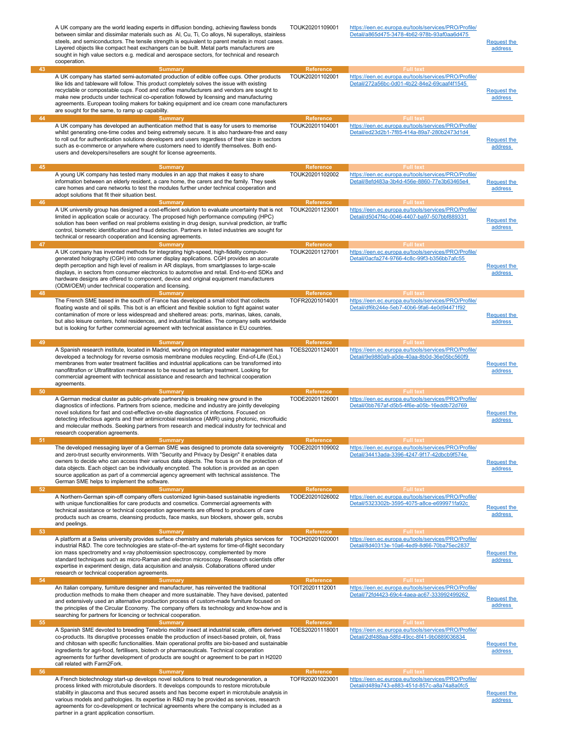| | | | | |
|---|---|---|---|---|
| | A UK company are the world leading experts in diffusion bonding, achieving flawless bonds between similar and dissimilar materials such as Al, Cu, Ti, Co alloys, Ni superalloys, stainless steels, and semiconductors. The tensile strength is equivalent to parent metals in most cases. Layered objects like compact heat exchangers can be built. Metal parts manufacturers are sought in high value sectors e.g. medical and aerospace sectors, for technical and research cooperation. | TOUK20201109001 | https://een.ec.europa.eu/tools/services/PRO/Profile/Detail/a865d475-3478-4b62-978b-93af0aa6d475 | Request the address |
| 43 | **Summary** | **Reference** | **Full text** | |
| | A UK company has started semi-automated production of edible coffee cups. Other products like lids and tableware will follow. This product completely solves the issue with existing recyclable or compostable cups. Food and coffee manufacturers and vendors are sought to make new products under technical co-operation followed by licensing and manufacturing agreements. European tooling makers for baking equipment and ice cream cone manufacturers are sought for the same, to ramp up capability. | TOUK20201102001 | https://een.ec.europa.eu/tools/services/PRO/Profile/Detail/272a56bc-0d01-4b22-84e2-69caaf4f1545 | Request the address |
| 44 | **Summary** | **Reference** | **Full text** | |
| | A UK company has developed an authentication method that is easy for users to memorise whilst generating one-time codes and being extremely secure. It is also hardware-free and easy to roll out for authentication solutions developers and users regardless of their size in sectors such as e-commerce or anywhere where customers need to identify themselves. Both end-users and developers/resellers are sought for license agreements. | TOUK20201104001 | https://een.ec.europa.eu/tools/services/PRO/Profile/Detail/ed23d2b1-7f85-414a-89a7-280b2473d1d4 | Request the address |
| 45 | **Summary** | **Reference** | **Full text** | |
| | A young UK company has tested many modules in an app that makes it easy to share information between an elderly resident, a care home, the carers and the family. They seek care homes and care networks to test the modules further under technical cooperation and adopt solutions that fit their situation best. | TOUK20201102002 | https://een.ec.europa.eu/tools/services/PRO/Profile/Detail/8efd483a-3b4d-456e-8860-77e3b63465e4 | Request the address |
| 46 | **Summary** | **Reference** | **Full text** | |
| | A UK university group has designed a cost-efficient solution to evaluate uncertainty that is not limited in application scale or accuracy. The proposed high performance computing (HPC) solution has been verified on real problems existing in drug design, survival prediction, air traffic control, biometric identification and fraud detection. Partners in listed industries are sought for technical or research cooperation and licensing agreements. | TOUK20201123001 | https://een.ec.europa.eu/tools/services/PRO/Profile/Detail/d5047f4c-0046-4407-ba97-507bbf889331 | Request the address |
| 47 | **Summary** | **Reference** | **Full text** | |
| | A UK company has invented methods for integrating high-speed, high-fidelity computer-generated holography (CGH) into consumer display applications. CGH provides an accurate depth perception and high level of realism in AR displays, from smartglasses to large-scale displays, in sectors from consumer electronics to automotive and retail. End-to-end SDKs and hardware designs are offered to component, device and original equipment manufacturers (ODM/OEM) under technical cooperation and licensing. | TOUK20201127001 | https://een.ec.europa.eu/tools/services/PRO/Profile/Detail/0acfa274-9766-4c8c-99f3-b356bb7afc55 | Request the address |
| 48 | **Summary** | **Reference** | **Full text** | |
| | The French SME based in the south of France has developed a small robot that collects floating waste and oil spills. This bot is an efficient and flexible solution to fight against water contamination of more or less widespread and sheltered areas: ports, marinas, lakes, canals, but also leisure centers, hotel residences, and industrial facilities. The company sells worldwide but is looking for further commercial agreement with technical assistance in EU countries. | TOFR20201014001 | https://een.ec.europa.eu/tools/services/PRO/Profile/Detail/df6b244e-5eb7-40b6-9fa6-4e0d94471f92 | Request the address |
| 49 | **Summary** | **Reference** | **Full text** | |
| | A Spanish research institute, located in Madrid, working on integrated water management has developed a technology for reverse osmosis membrane modules recycling. End-of-Life (EoL) membranes from water treatment facilities and industrial applications can be transformed into nanofiltrafion or Ultrafiltration membranes to be reused as tertiary treatment. Looking for commercial agreement with technical assistance and research and technical cooperation agreements. | TOES20201124001 | https://een.ec.europa.eu/tools/services/PRO/Profile/Detail/9e9880a9-a0de-40aa-8b0d-36e05bc560f9 | Request the address |
| 50 | **Summary** | **Reference** | **Full text** | |
| | A German medical cluster as public-private partnership is breaking new ground in the diagnostics of infections. Partners from science, medicine and industry are jointly developing novel solutions for fast and cost-effective on-site diagnostics of infections. Focused on detecting infectious agents and their antimicrobial resistance (AMR) using photonic, microfluidic and molecular methods. Seeking partners from research and medical industry for technical and research cooperation agreements. | TODE20201126001 | https://een.ec.europa.eu/tools/services/PRO/Profile/Detail/0bb767af-d5b5-4f6e-a05b-16eddb72d769 | Request the address |
| 51 | **Summary** | **Reference** | **Full text** | |
| | The developed messaging layer of a German SME was designed to promote data sovereignty and zero-trust security environments. With "Security and Privacy by Design" it enables data owners to decide who can access their various data objects. The focus is on the protection of data objects. Each object can be individually encrypted. The solution is provided as an open source application as part of a commercial agency agreement with technical assistence. The German SME helps to implement the software. | TODE20201109002 | https://een.ec.europa.eu/tools/services/PRO/Profile/Detail/34413ada-3396-4247-9f17-42dbcb9f574e | Request the address |
| 52 | **Summary** | **Reference** | **Full text** | |
| | A Northern-German spin-off company offers customized lignin-based sustainable ingredients with unique functionalities for care products and cosmetics. Commercial agreements with technical assistance or technical cooperation agreements are offered to producers of care products such as creams, cleansing products, face masks, sun blockers, shower gels, scrubs and peelings. | TODE20201026002 | https://een.ec.europa.eu/tools/services/PRO/Profile/Detail/5323302b-3595-4075-a8ce-e699971fa92c | Request the address |
| 53 | **Summary** | **Reference** | **Full text** | |
| | A platform at a Swiss university provides surface chemistry and materials physics services for industrial R&D. The core technologies are state-of–the-art systems for time-of-flight secondary ion mass spectrometry and x-ray photoemission spectroscopy, complemented by more standard techniques such as micro-Raman and electron microscopy. Research scientists offer expertise in experiment design, data acquisition and analysis. Collaborations offered under research or technical cooperation agreements. | TOCH20201020001 | https://een.ec.europa.eu/tools/services/PRO/Profile/Detail/8d40313e-10a6-4ed9-8d66-70ba75ec2837 | Request the address |
| 54 | **Summary** | **Reference** | **Full text** | |
| | An Italian company, furniture designer and manufacturer, has reinvented the traditional production methods to make them cheaper and more sustainable. They have devised, patented and extensively used an alternative production process of custom-made furniture focused on the principles of the Circular Economy. The company offers its technology and know-how and is searching for partners for licencing or technical cooperation. | TOIT20201112001 | https://een.ec.europa.eu/tools/services/PRO/Profile/Detail/72fd4423-69c4-4aea-ac67-333992499262 | Request the address |
| 55 | **Summary** | **Reference** | **Full text** | |
| | A Spanish SME devoted to breeding Tenebrio molitor insect at industrial scale, offers derived co-products. Its disruptive processes enable the production of insect-based protein, oil, frass and chitosan with specific functionalities. Main operational profits are bio-based and sustainable ingredients for agri-food, fertilisers, biotech or pharmaceuticals. Technical cooperation agreements for further development of products are sought or agreement to be part in H2020 call related with Farm2Fork. | TOES20201118001 | https://een.ec.europa.eu/tools/services/PRO/Profile/Detail/2df488aa-58fd-49cc-8f41-9b0889036834 | Request the address |
| 56 | **Summary** | **Reference** | **Full text** | |
| | A French biotechnology start-up develops novel solutions to treat neurodegeneration, a process linked with microtubule disorders. It develops compounds to restore microtubule stability in glaucoma and thus secured assets and has become expert in microtubule analysis in various models and pathologies. Its expertise in R&D may be provided as services, research agreements for co-development or technical agreements where the company is included as a partner in a grant application consortium. | TOFR20201023001 | https://een.ec.europa.eu/tools/services/PRO/Profile/Detail/d489a743-e883-451d-857c-a8a74a8a0fc5 | Request the address |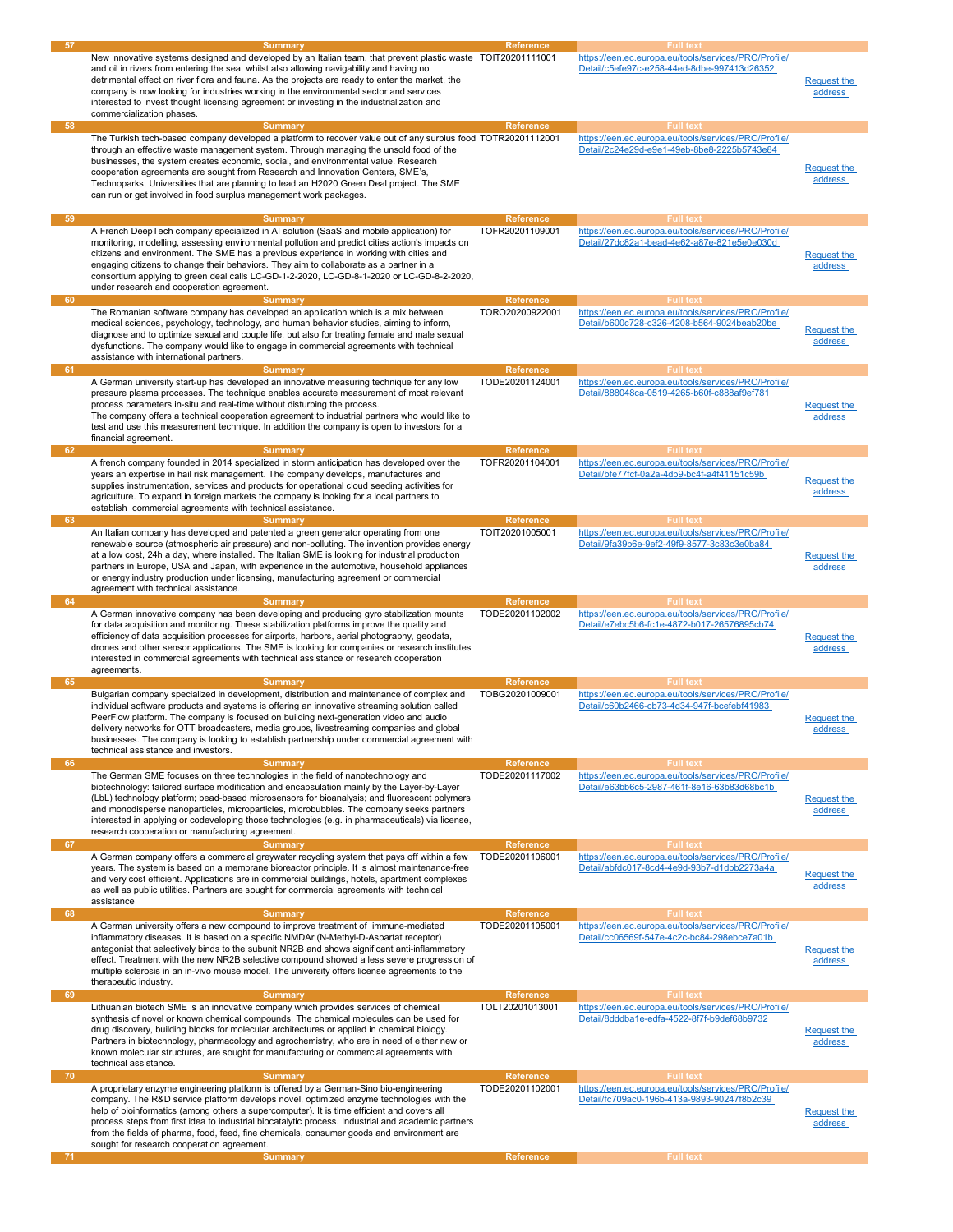| # | Summary | Reference | Full text | |
|---|---|---|---|---|
| 57 | New innovative systems designed and developed by an Italian team, that prevent plastic waste and oil in rivers from entering the sea, whilst also allowing navigability and having no detrimental effect on river flora and fauna. As the projects are ready to enter the market, the company is now looking for industries working in the environmental sector and services interested to invest thought licensing agreement or investing in the industrialization and commercialization phases. | TOIT20201111001 | https://een.ec.europa.eu/tools/services/PRO/Profile/Detail/c5efe97c-e258-44ed-8dbe-997413d26352 | Request the address |
| 58 | The Turkish tech-based company developed a platform to recover value out of any surplus food through an effective waste management system. Through managing the unsold food of the businesses, the system creates economic, social, and environmental value. Research cooperation agreements are sought from Research and Innovation Centers, SME's, Technoparks, Universities that are planning to lead an H2020 Green Deal project. The SME can run or get involved in food surplus management work packages. | TOTR20201112001 | https://een.ec.europa.eu/tools/services/PRO/Profile/Detail/2c24e29d-e9e1-49eb-8be8-2225b5743e84 | Request the address |
| 59 | A French DeepTech company specialized in AI solution (SaaS and mobile application) for monitoring, modelling, assessing environmental pollution and predict cities action's impacts on citizens and environment. The SME has a previous experience in working with cities and engaging citizens to change their behaviors. They aim to collaborate as a partner in a consortium applying to green deal calls LC-GD-1-2-2020, LC-GD-8-1-2020 or LC-GD-8-2-2020, under research and cooperation agreement. | TOFR20201109001 | https://een.ec.europa.eu/tools/services/PRO/Profile/Detail/27dc82a1-bead-4e62-a87e-821e5e0e030d | Request the address |
| 60 | The Romanian software company has developed an application which is a mix between medical sciences, psychology, technology, and human behavior studies, aiming to inform, diagnose and to optimize sexual and couple life, but also for treating female and male sexual dysfunctions. The company would like to engage in commercial agreements with technical assistance with international partners. | TORO20200922001 | https://een.ec.europa.eu/tools/services/PRO/Profile/Detail/b600c728-c326-4208-b564-9024beab20be | Request the address |
| 61 | A German university start-up has developed an innovative measuring technique for any low pressure plasma processes. The technique enables accurate measurement of most relevant process parameters in-situ and real-time without disturbing the process. The company offers a technical cooperation agreement to industrial partners who would like to test and use this measurement technique. In addition the company is open to investors for a financial agreement. | TODE20201124001 | https://een.ec.europa.eu/tools/services/PRO/Profile/Detail/888048ca-0519-4265-b60f-c888af9ef781 | Request the address |
| 62 | A french company founded in 2014 specialized in storm anticipation has developed over the years an expertise in hail risk management. The company develops, manufactures and supplies instrumentation, services and products for operational cloud seeding activities for agriculture. To expand in foreign markets the company is looking for a local partners to establish commercial agreements with technical assistance. | TOFR20201104001 | https://een.ec.europa.eu/tools/services/PRO/Profile/Detail/bfe77fcf-0a2a-4db9-bc4f-a4f41151c59b | Request the address |
| 63 | An Italian company has developed and patented a green generator operating from one renewable source (atmospheric air pressure) and non-polluting. The invention provides energy at a low cost, 24h a day, where installed. The Italian SME is looking for industrial production partners in Europe, USA and Japan, with experience in the automotive, household appliances or energy industry production under licensing, manufacturing agreement or commercial agreement with technical assistance. | TOIT20201005001 | https://een.ec.europa.eu/tools/services/PRO/Profile/Detail/9fa39b6e-9ef2-49f9-8577-3c83c3e0ba84 | Request the address |
| 64 | A German innovative company has been developing and producing gyro stabilization mounts for data acquisition and monitoring. These stabilization platforms improve the quality and efficiency of data acquisition processes for airports, harbors, aerial photography, geodata, drones and other sensor applications. The SME is looking for companies or research institutes interested in commercial agreements with technical assistance or research cooperation agreements. | TODE20201102002 | https://een.ec.europa.eu/tools/services/PRO/Profile/Detail/e7ebc5b6-fc1e-4872-b017-26576895cb74 | Request the address |
| 65 | Bulgarian company specialized in development, distribution and maintenance of complex and individual software products and systems is offering an innovative streaming solution called PeerFlow platform. The company is focused on building next-generation video and audio delivery networks for OTT broadcasters, media groups, livestreaming companies and global businesses. The company is looking to establish partnership under commercial agreement with technical assistance and investors. | TOBG20201009001 | https://een.ec.europa.eu/tools/services/PRO/Profile/Detail/c60b2466-cb73-4d34-947f-bcefebf41983 | Request the address |
| 66 | The German SME focuses on three technologies in the field of nanotechnology and biotechnology: tailored surface modification and encapsulation mainly by the Layer-by-Layer (LbL) technology platform; bead-based microsensors for bioanalysis; and fluorescent polymers and monodisperse nanoparticles, microparticles, microbubbles. The company seeks partners interested in applying or codeveloping those technologies (e.g. in pharmaceuticals) via license, research cooperation or manufacturing agreement. | TODE20201117002 | https://een.ec.europa.eu/tools/services/PRO/Profile/Detail/e63bb6c5-2987-461f-8e16-63b83d68bc1b | Request the address |
| 67 | A German company offers a commercial greywater recycling system that pays off within a few years. The system is based on a membrane bioreactor principle. It is almost maintenance-free and very cost efficient. Applications are in commercial buildings, hotels, apartment complexes as well as public utilities. Partners are sought for commercial agreements with technical assistance | TODE20201106001 | https://een.ec.europa.eu/tools/services/PRO/Profile/Detail/abfdc017-8cd4-4e9d-93b7-d1dbb2273a4a | Request the address |
| 68 | A German university offers a new compound to improve treatment of immune-mediated inflammatory diseases. It is based on a specific NMDAr (N-Methyl-D-Aspartat receptor) antagonist that selectively binds to the subunit NR2B and shows significant anti-inflammatory effect. Treatment with the new NR2B selective compound showed a less severe progression of multiple sclerosis in an in-vivo mouse model. The university offers license agreements to the therapeutic industry. | TODE20201105001 | https://een.ec.europa.eu/tools/services/PRO/Profile/Detail/cc06569f-547e-4c2c-bc84-298ebce7a01b | Request the address |
| 69 | Lithuanian biotech SME is an innovative company which provides services of chemical synthesis of novel or known chemical compounds. The chemical molecules can be used for drug discovery, building blocks for molecular architectures or applied in chemical biology. Partners in biotechnology, pharmacology and agrochemistry, who are in need of either new or known molecular structures, are sought for manufacturing or commercial agreements with technical assistance. | TOLT20201013001 | https://een.ec.europa.eu/tools/services/PRO/Profile/Detail/8dddba1e-edfa-4522-8f7f-b9def68b9732 | Request the address |
| 70 | A proprietary enzyme engineering platform is offered by a German-Sino bio-engineering company. The R&D service platform develops novel, optimized enzyme technologies with the help of bioinformatics (among others a supercomputer). It is time efficient and covers all process steps from first idea to industrial biocatalytic process. Industrial and academic partners from the fields of pharma, food, feed, fine chemicals, consumer goods and environment are sought for research cooperation agreement. | TODE20201102001 | https://een.ec.europa.eu/tools/services/PRO/Profile/Detail/fc709ac0-196b-413a-9893-90247f8b2c39 | Request the address |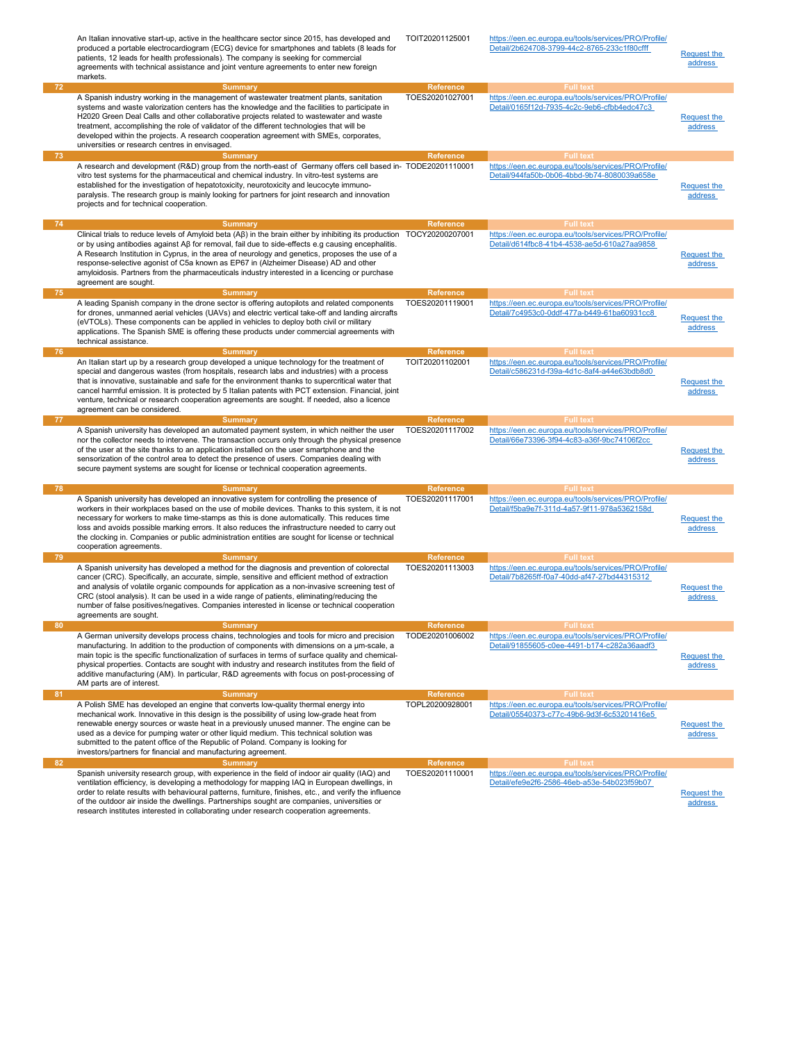| | Summary | Reference | Full text | |
|---|---|---|---|---|
| | An Italian innovative start-up, active in the healthcare sector since 2015, has developed and produced a portable electrocardiogram (ECG) device for smartphones and tablets (8 leads for patients, 12 leads for health professionals). The company is seeking for commercial agreements with technical assistance and joint venture agreements to enter new foreign markets. | TOIT20201125001 | https://een.ec.europa.eu/tools/services/PRO/Profile/Detail/2b624708-3799-44c2-8765-233c1f80cfff | Request the address |
| 72 | A Spanish industry working in the management of wastewater treatment plants, sanitation systems and waste valorization centers has the knowledge and the facilities to participate in H2020 Green Deal Calls and other collaborative projects related to wastewater and waste treatment, accomplishing the role of validator of the different technologies that will be developed within the projects. A research cooperation agreement with SMEs, corporates, universities or research centres in envisaged. | TOES20201027001 | https://een.ec.europa.eu/tools/services/PRO/Profile/Detail/0165f12d-7935-4c2c-9eb6-cfbb4edc47c3 | Request the address |
| 73 | A research and development (R&D) group from the north-east of Germany offers cell based in-vitro test systems for the pharmaceutical and chemical industry. In vitro-test systems are established for the investigation of hepatotoxicity, neurotoxicity and leucocyte immuno-paralysis. The research group is mainly looking for partners for joint research and innovation projects and for technical cooperation. | TODE20201110001 | https://een.ec.europa.eu/tools/services/PRO/Profile/Detail/944fa50b-0b06-4bbd-9b74-8080039a658e | Request the address |
| 74 | Clinical trials to reduce levels of Amyloid beta (Aβ) in the brain either by inhibiting its production or by using antibodies against Aβ for removal, fail due to side-effects e.g causing encephalitis. A Research Institution in Cyprus, in the area of neurology and genetics, proposes the use of a response-selective agonist of C5a known as EP67 in (Alzheimer Disease) AD and other amyloidosis. Partners from the pharmaceuticals industry interested in a licencing or purchase agreement are sought. | TOCY20200207001 | https://een.ec.europa.eu/tools/services/PRO/Profile/Detail/d614fbc8-41b4-4538-ae5d-610a27aa9858 | Request the address |
| 75 | A leading Spanish company in the drone sector is offering autopilots and related components for drones, unmanned aerial vehicles (UAVs) and electric vertical take-off and landing aircrafts (eVTOLs). These components can be applied in vehicles to deploy both civil or military applications. The Spanish SME is offering these products under commercial agreements with technical assistance. | TOES20201119001 | https://een.ec.europa.eu/tools/services/PRO/Profile/Detail/7c4953c0-0ddf-477a-b449-61ba60931cc8 | Request the address |
| 76 | An Italian start up by a research group developed a unique technology for the treatment of special and dangerous wastes (from hospitals, research labs and industries) with a process that is innovative, sustainable and safe for the environment thanks to supercritical water that cancel harmful emission. It is protected by 5 Italian patents with PCT extension. Financial, joint venture, technical or research cooperation agreements are sought. If needed, also a licence agreement can be considered. | TOIT20201102001 | https://een.ec.europa.eu/tools/services/PRO/Profile/Detail/c586231d-f39a-4d1c-8af4-a44e63bdb8d0 | Request the address |
| 77 | A Spanish university has developed an automated payment system, in which neither the user nor the collector needs to intervene. The transaction occurs only through the physical presence of the user at the site thanks to an application installed on the user smartphone and the sensorization of the control area to detect the presence of users. Companies dealing with secure payment systems are sought for license or technical cooperation agreements. | TOES20201117002 | https://een.ec.europa.eu/tools/services/PRO/Profile/Detail/66e73396-3f94-4c83-a36f-9bc74106f2cc | Request the address |
| 78 | A Spanish university has developed an innovative system for controlling the presence of workers in their workplaces based on the use of mobile devices. Thanks to this system, it is not necessary for workers to make time-stamps as this is done automatically. This reduces time loss and avoids possible marking errors. It also reduces the infrastructure needed to carry out the clocking in. Companies or public administration entities are sought for license or technical cooperation agreements. | TOES20201117001 | https://een.ec.europa.eu/tools/services/PRO/Profile/Detail/f5ba9e7f-311d-4a57-9f11-978a5362158d | Request the address |
| 79 | A Spanish university has developed a method for the diagnosis and prevention of colorectal cancer (CRC). Specifically, an accurate, simple, sensitive and efficient method of extraction and analysis of volatile organic compounds for application as a non-invasive screening test of CRC (stool analysis). It can be used in a wide range of patients, eliminating/reducing the number of false positives/negatives. Companies interested in license or technical cooperation agreements are sought. | TOES20201113003 | https://een.ec.europa.eu/tools/services/PRO/Profile/Detail/7b8265ff-f0a7-40dd-af47-27bd44315312 | Request the address |
| 80 | A German university develops process chains, technologies and tools for micro and precision manufacturing. In addition to the production of components with dimensions on a µm-scale, a main topic is the specific functionalization of surfaces in terms of surface quality and chemical-physical properties. Contacts are sought with industry and research institutes from the field of additive manufacturing (AM). In particular, R&D agreements with focus on post-processing of AM parts are of interest. | TODE20201006002 | https://een.ec.europa.eu/tools/services/PRO/Profile/Detail/91855605-c0ee-4491-b174-c282a36aadf3 | Request the address |
| 81 | A Polish SME has developed an engine that converts low-quality thermal energy into mechanical work. Innovative in this design is the possibility of using low-grade heat from renewable energy sources or waste heat in a previously unused manner. The engine can be used as a device for pumping water or other liquid medium. This technical solution was submitted to the patent office of the Republic of Poland. Company is looking for investors/partners for financial and manufacturing agreement. | TOPL20200928001 | https://een.ec.europa.eu/tools/services/PRO/Profile/Detail/05540373-c77c-49b6-9d3f-6c53201416e5 | Request the address |
| 82 | Spanish university research group, with experience in the field of indoor air quality (IAQ) and ventilation efficiency, is developing a methodology for mapping IAQ in European dwellings, in order to relate results with behavioural patterns, furniture, finishes, etc., and verify the influence of the outdoor air inside the dwellings. Partnerships sought are companies, universities or research institutes interested in collaborating under research cooperation agreements. | TOES20201110001 | https://een.ec.europa.eu/tools/services/PRO/Profile/Detail/efe9e2f6-2586-46eb-a53e-54b023f59b07 | Request the address |